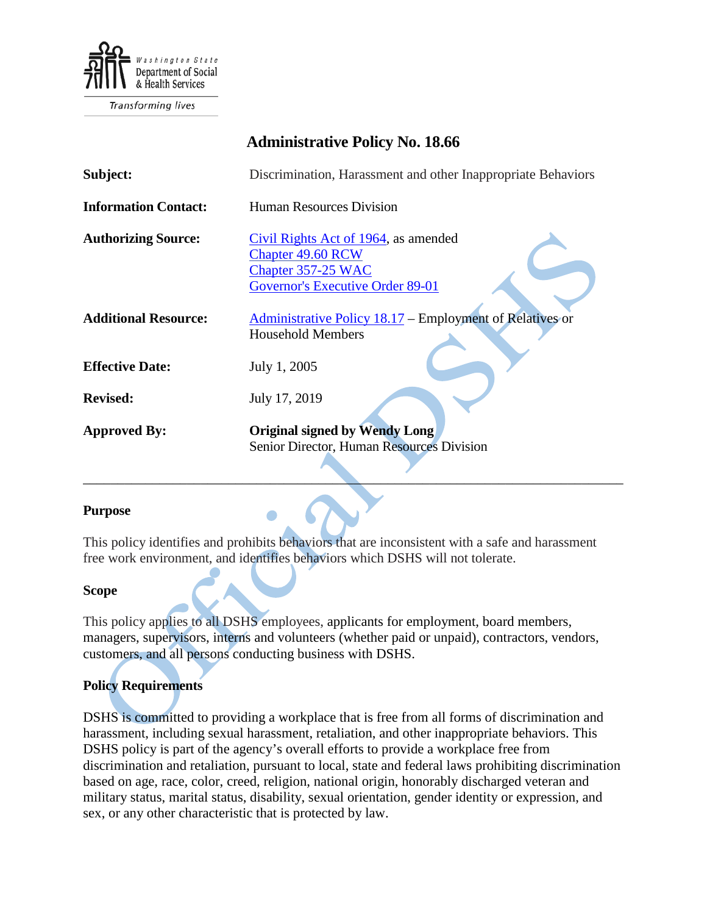Washington State Department of Social & Health Services

Transforming lives

# Administrative Policy No. 18.66

| | |
|---|---|
| **Subject:** | Discrimination, Harassment and other Inappropriate Behaviors |
| **Information Contact:** | Human Resources Division |
| **Authorizing Source:** | Civil Rights Act of 1964, as amended<br>Chapter 49.60 RCW<br>Chapter 357-25 WAC<br>Governor's Executive Order 89-01 |
| **Additional Resource:** | Administrative Policy 18.17 – Employment of Relatives or Household Members |
| **Effective Date:** | July 1, 2005 |
| **Revised:** | July 17, 2019 |
| **Approved By:** | **Original signed by Wendy Long**<br>Senior Director, Human Resources Division |

---

## Purpose

This policy identifies and prohibits behaviors that are inconsistent with a safe and harassment free work environment, and identifies behaviors which DSHS will not tolerate.

## Scope

This policy applies to all DSHS employees, applicants for employment, board members, managers, supervisors, interns and volunteers (whether paid or unpaid), contractors, vendors, customers, and all persons conducting business with DSHS.

## Policy Requirements

DSHS is committed to providing a workplace that is free from all forms of discrimination and harassment, including sexual harassment, retaliation, and other inappropriate behaviors. This DSHS policy is part of the agency's overall efforts to provide a workplace free from discrimination and retaliation, pursuant to local, state and federal laws prohibiting discrimination based on age, race, color, creed, religion, national origin, honorably discharged veteran and military status, marital status, disability, sexual orientation, gender identity or expression, and sex, or any other characteristic that is protected by law.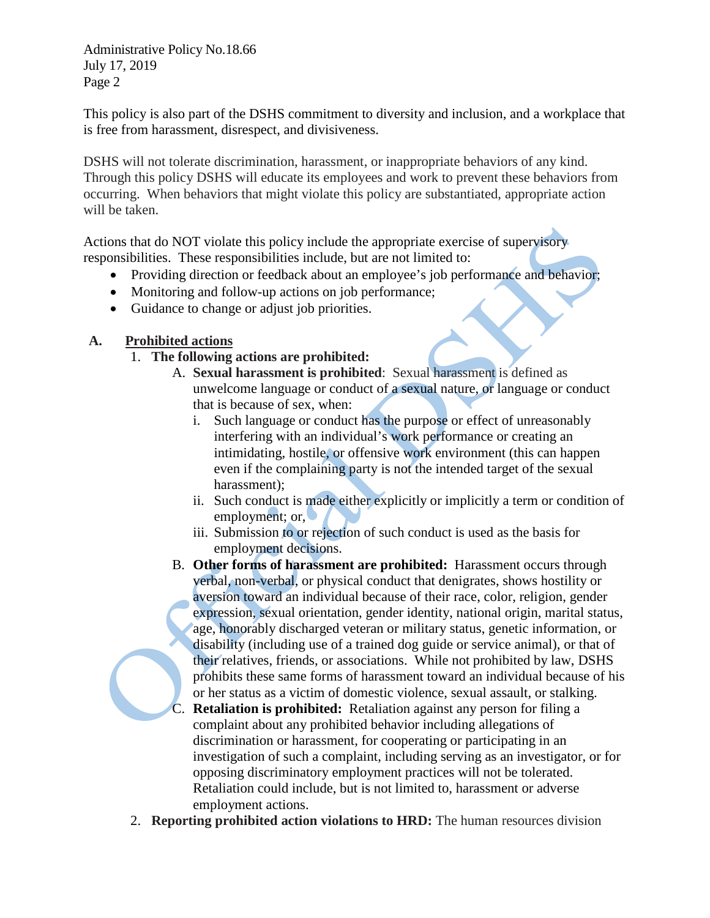This policy is also part of the DSHS commitment to diversity and inclusion, and a workplace that is free from harassment, disrespect, and divisiveness.

DSHS will not tolerate discrimination, harassment, or inappropriate behaviors of any kind. Through this policy DSHS will educate its employees and work to prevent these behaviors from occurring. When behaviors that might violate this policy are substantiated, appropriate action will be taken.

Actions that do NOT violate this policy include the appropriate exercise of supervisory responsibilities. These responsibilities include, but are not limited to:

- Providing direction or feedback about an employee's job performance and behavior;
- Monitoring and follow-up actions on job performance;
- Guidance to change or adjust job priorities.

**A. <u>Prohibited actions</u>**

1. **The following actions are prohibited:**
   A. **Sexual harassment is prohibited**: Sexual harassment is defined as unwelcome language or conduct of a sexual nature, or language or conduct that is because of sex, when:
      i. Such language or conduct has the purpose or effect of unreasonably interfering with an individual's work performance or creating an intimidating, hostile, or offensive work environment (this can happen even if the complaining party is not the intended target of the sexual harassment);
      ii. Such conduct is made either explicitly or implicitly a term or condition of employment; or,
      iii. Submission to or rejection of such conduct is used as the basis for employment decisions.

   B. **Other forms of harassment are prohibited:** Harassment occurs through verbal, non-verbal, or physical conduct that denigrates, shows hostility or aversion toward an individual because of their race, color, religion, gender expression, sexual orientation, gender identity, national origin, marital status, age, honorably discharged veteran or military status, genetic information, or disability (including use of a trained dog guide or service animal), or that of their relatives, friends, or associations. While not prohibited by law, DSHS prohibits these same forms of harassment toward an individual because of his or her status as a victim of domestic violence, sexual assault, or stalking.

   C. **Retaliation is prohibited:** Retaliation against any person for filing a complaint about any prohibited behavior including allegations of discrimination or harassment, for cooperating or participating in an investigation of such a complaint, including serving as an investigator, or for opposing discriminatory employment practices will not be tolerated. Retaliation could include, but is not limited to, harassment or adverse employment actions.

2. **Reporting prohibited action violations to HRD:** The human resources division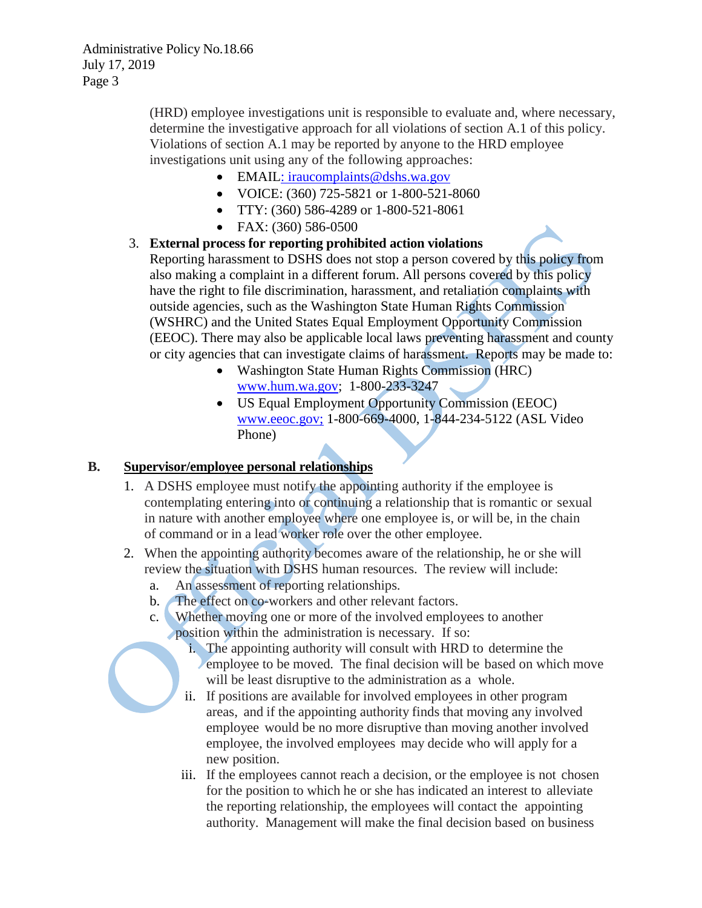(HRD) employee investigations unit is responsible to evaluate and, where necessary, determine the investigative approach for all violations of section A.1 of this policy. Violations of section A.1 may be reported by anyone to the HRD employee investigations unit using any of the following approaches:

- EMAIL: iraucomplaints@dshs.wa.gov
- VOICE: (360) 725-5821 or 1-800-521-8060
- TTY: (360) 586-4289 or 1-800-521-8061
- FAX: (360) 586-0500

3. **External process for reporting prohibited action violations**
   Reporting harassment to DSHS does not stop a person covered by this policy from also making a complaint in a different forum. All persons covered by this policy have the right to file discrimination, harassment, and retaliation complaints with outside agencies, such as the Washington State Human Rights Commission (WSHRC) and the United States Equal Employment Opportunity Commission (EEOC). There may also be applicable local laws preventing harassment and county or city agencies that can investigate claims of harassment. Reports may be made to:
   - Washington State Human Rights Commission (HRC) www.hum.wa.gov; 1-800-233-3247
   - US Equal Employment Opportunity Commission (EEOC) www.eeoc.gov; 1-800-669-4000, 1-844-234-5122 (ASL Video Phone)

## B. Supervisor/employee personal relationships

1. A DSHS employee must notify the appointing authority if the employee is contemplating entering into or continuing a relationship that is romantic or sexual in nature with another employee where one employee is, or will be, in the chain of command or in a lead worker role over the other employee.
2. When the appointing authority becomes aware of the relationship, he or she will review the situation with DSHS human resources. The review will include:
   a. An assessment of reporting relationships.
   b. The effect on co-workers and other relevant factors.
   c. Whether moving one or more of the involved employees to another position within the administration is necessary. If so:
      i. The appointing authority will consult with HRD to determine the employee to be moved. The final decision will be based on which move will be least disruptive to the administration as a whole.
      ii. If positions are available for involved employees in other program areas, and if the appointing authority finds that moving any involved employee would be no more disruptive than moving another involved employee, the involved employees may decide who will apply for a new position.
      iii. If the employees cannot reach a decision, or the employee is not chosen for the position to which he or she has indicated an interest to alleviate the reporting relationship, the employees will contact the appointing authority. Management will make the final decision based on business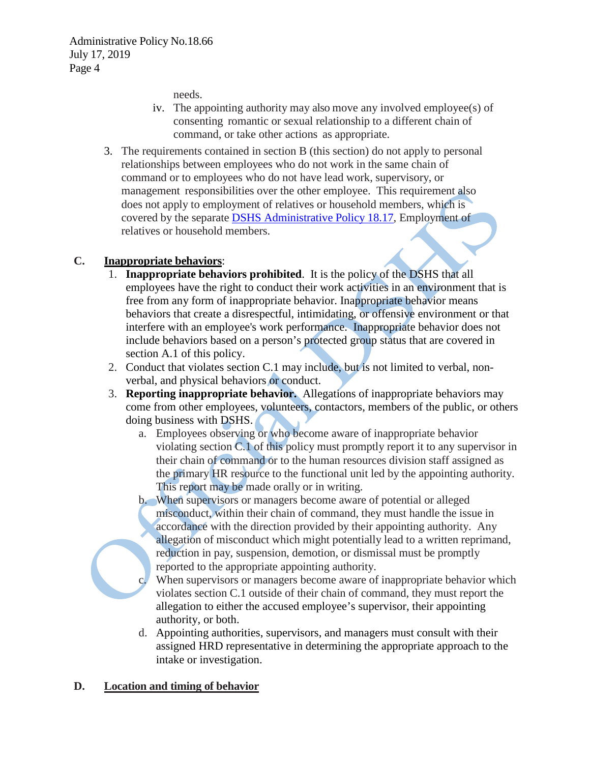needs.

iv. The appointing authority may also move any involved employee(s) of consenting romantic or sexual relationship to a different chain of command, or take other actions as appropriate.

3. The requirements contained in section B (this section) do not apply to personal relationships between employees who do not work in the same chain of command or to employees who do not have lead work, supervisory, or management responsibilities over the other employee. This requirement also does not apply to employment of relatives or household members, which is covered by the separate [DSHS Administrative Policy 18.17](), Employment of relatives or household members.

## C. <u>Inappropriate behaviors</u>:

1. **Inappropriate behaviors prohibited**. It is the policy of the DSHS that all employees have the right to conduct their work activities in an environment that is free from any form of inappropriate behavior. Inappropriate behavior means behaviors that create a disrespectful, intimidating, or offensive environment or that interfere with an employee's work performance. Inappropriate behavior does not include behaviors based on a person's protected group status that are covered in section A.1 of this policy.
2. Conduct that violates section C.1 may include, but is not limited to verbal, non-verbal, and physical behaviors or conduct.
3. **Reporting inappropriate behavior.** Allegations of inappropriate behaviors may come from other employees, volunteers, contactors, members of the public, or others doing business with DSHS.
   a. Employees observing or who become aware of inappropriate behavior violating section C.1 of this policy must promptly report it to any supervisor in their chain of command or to the human resources division staff assigned as the primary HR resource to the functional unit led by the appointing authority. This report may be made orally or in writing.
   b. When supervisors or managers become aware of potential or alleged misconduct, within their chain of command, they must handle the issue in accordance with the direction provided by their appointing authority. Any allegation of misconduct which might potentially lead to a written reprimand, reduction in pay, suspension, demotion, or dismissal must be promptly reported to the appropriate appointing authority.
   c. When supervisors or managers become aware of inappropriate behavior which violates section C.1 outside of their chain of command, they must report the allegation to either the accused employee's supervisor, their appointing authority, or both.
   d. Appointing authorities, supervisors, and managers must consult with their assigned HRD representative in determining the appropriate approach to the intake or investigation.

## D. <u>Location and timing of behavior</u>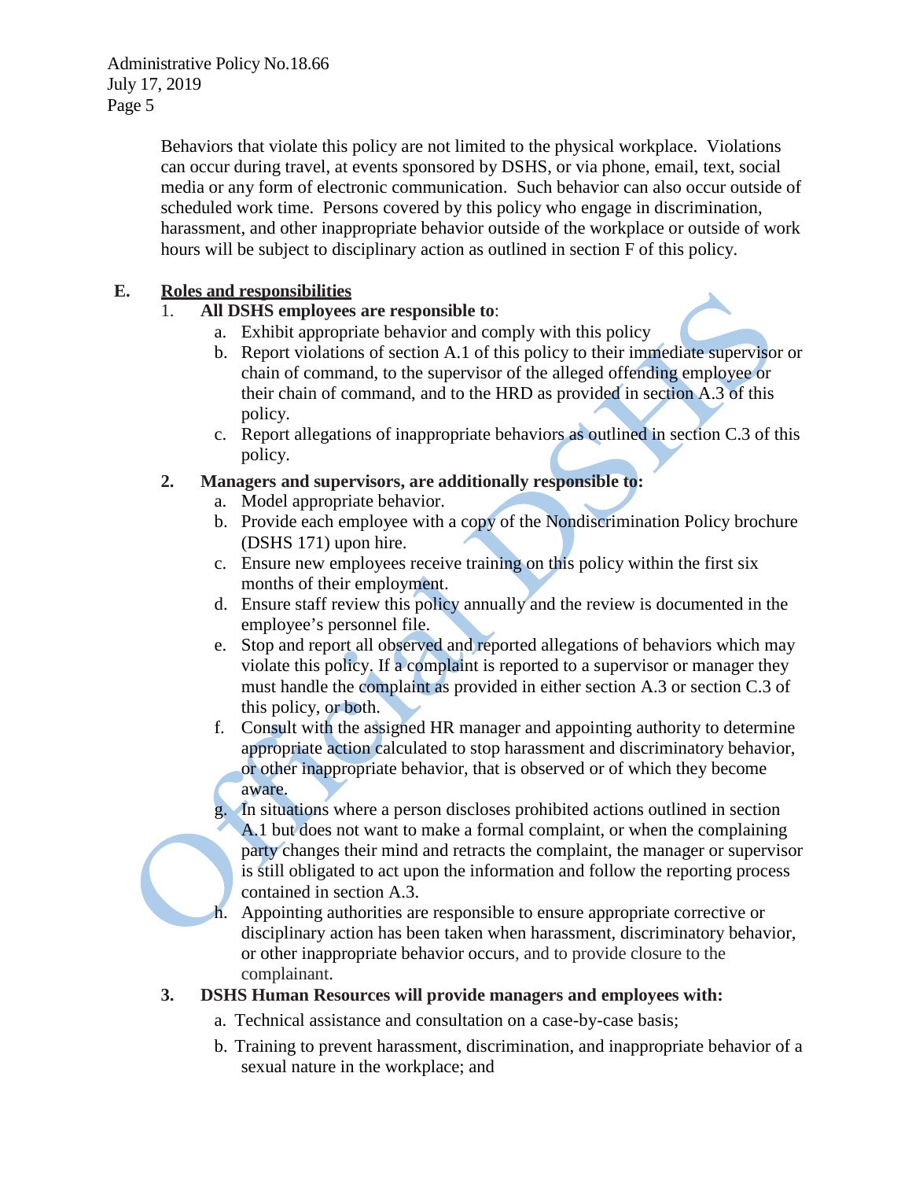Behaviors that violate this policy are not limited to the physical workplace. Violations can occur during travel, at events sponsored by DSHS, or via phone, email, text, social media or any form of electronic communication. Such behavior can also occur outside of scheduled work time. Persons covered by this policy who engage in discrimination, harassment, and other inappropriate behavior outside of the workplace or outside of work hours will be subject to disciplinary action as outlined in section F of this policy.

## E. Roles and responsibilities

1. **All DSHS employees are responsible to**:
   a. Exhibit appropriate behavior and comply with this policy
   b. Report violations of section A.1 of this policy to their immediate supervisor or chain of command, to the supervisor of the alleged offending employee or their chain of command, and to the HRD as provided in section A.3 of this policy.
   c. Report allegations of inappropriate behaviors as outlined in section C.3 of this policy.

2. **Managers and supervisors, are additionally responsible to:**
   a. Model appropriate behavior.
   b. Provide each employee with a copy of the Nondiscrimination Policy brochure (DSHS 171) upon hire.
   c. Ensure new employees receive training on this policy within the first six months of their employment.
   d. Ensure staff review this policy annually and the review is documented in the employee's personnel file.
   e. Stop and report all observed and reported allegations of behaviors which may violate this policy. If a complaint is reported to a supervisor or manager they must handle the complaint as provided in either section A.3 or section C.3 of this policy, or both.
   f. Consult with the assigned HR manager and appointing authority to determine appropriate action calculated to stop harassment and discriminatory behavior, or other inappropriate behavior, that is observed or of which they become aware.
   g. In situations where a person discloses prohibited actions outlined in section A.1 but does not want to make a formal complaint, or when the complaining party changes their mind and retracts the complaint, the manager or supervisor is still obligated to act upon the information and follow the reporting process contained in section A.3.
   h. Appointing authorities are responsible to ensure appropriate corrective or disciplinary action has been taken when harassment, discriminatory behavior, or other inappropriate behavior occurs, and to provide closure to the complainant.

3. **DSHS Human Resources will provide managers and employees with:**
   a. Technical assistance and consultation on a case-by-case basis;
   b. Training to prevent harassment, discrimination, and inappropriate behavior of a sexual nature in the workplace; and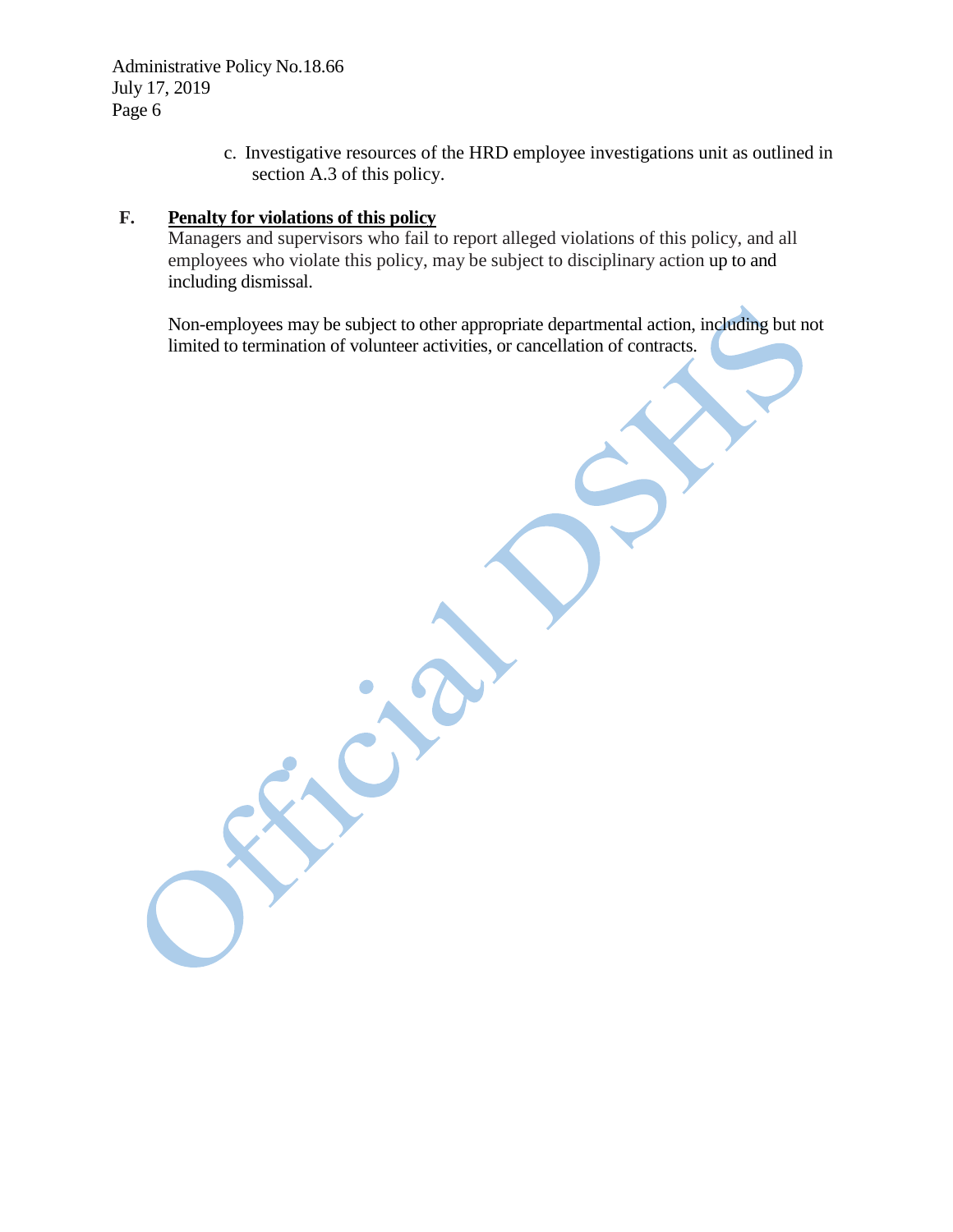c. Investigative resources of the HRD employee investigations unit as outlined in section A.3 of this policy.

**F. Penalty for violations of this policy**

Managers and supervisors who fail to report alleged violations of this policy, and all employees who violate this policy, may be subject to disciplinary action up to and including dismissal.

Non-employees may be subject to other appropriate departmental action, including but not limited to termination of volunteer activities, or cancellation of contracts.